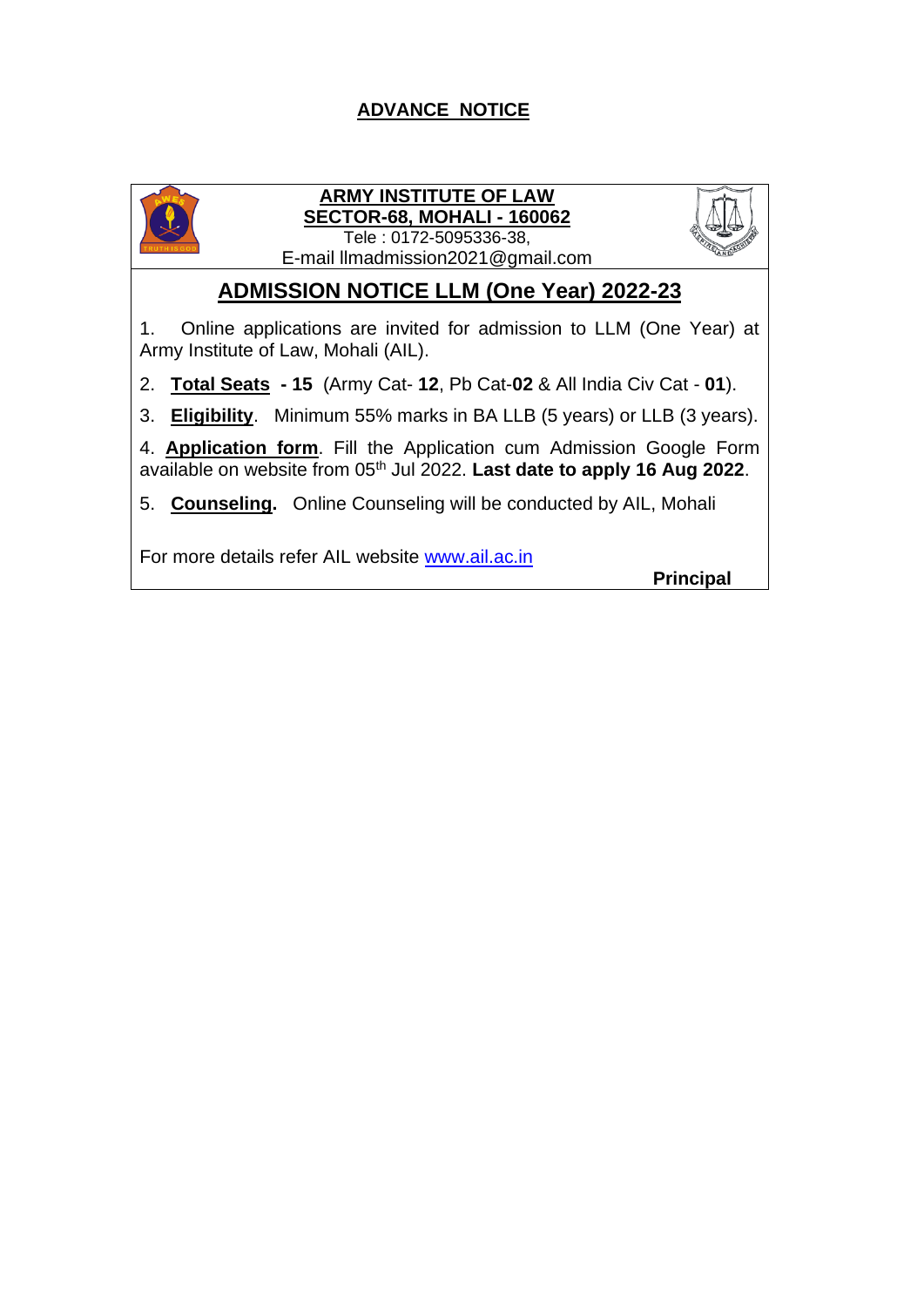# ADVANCE NOTICE

**ARMY INSTITUTE OF LAW**
**SECTOR-68, MOHALI - 160062**
Tele : 0172-5095336-38,
E-mail llmadmission2021@gmail.com

## ADMISSION NOTICE LLM (One Year) 2022-23

1. Online applications are invited for admission to LLM (One Year) at Army Institute of Law, Mohali (AIL).

2. **Total Seats - 15** (Army Cat- **12**, Pb Cat-**02** & All India Civ Cat - **01**).

3. **Eligibility**. Minimum 55% marks in BA LLB (5 years) or LLB (3 years).

4. **Application form**. Fill the Application cum Admission Google Form available on website from 05th Jul 2022. **Last date to apply 16 Aug 2022**.

5. **Counseling.** Online Counseling will be conducted by AIL, Mohali

For more details refer AIL website www.ail.ac.in

**Principal**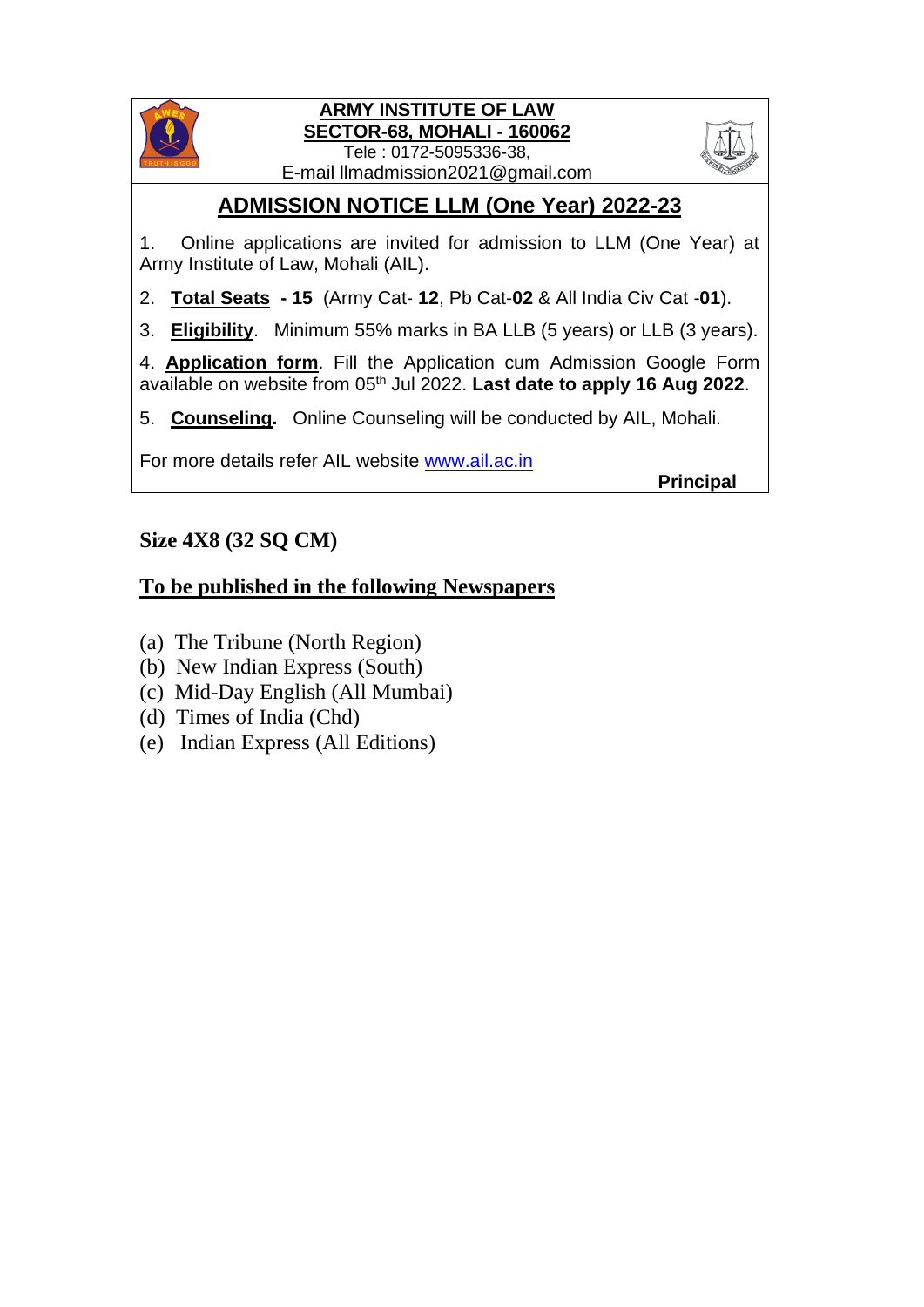**ARMY INSTITUTE OF LAW**
**SECTOR-68, MOHALI - 160062**
Tele : 0172-5095336-38,
E-mail llmadmission2021@gmail.com

# ADMISSION NOTICE LLM (One Year) 2022-23

1. Online applications are invited for admission to LLM (One Year) at Army Institute of Law, Mohali (AIL).

2. **Total Seats - 15** (Army Cat- **12**, Pb Cat-**02** & All India Civ Cat -**01**).

3. **Eligibility**. Minimum 55% marks in BA LLB (5 years) or LLB (3 years).

4. **Application form**. Fill the Application cum Admission Google Form available on website from 05th Jul 2022. **Last date to apply 16 Aug 2022**.

5. **Counseling.** Online Counseling will be conducted by AIL, Mohali.

For more details refer AIL website www.ail.ac.in

**Principal**

**Size 4X8 (32 SQ CM)**

**To be published in the following Newspapers**

(a) The Tribune (North Region)
(b) New Indian Express (South)
(c) Mid-Day English (All Mumbai)
(d) Times of India (Chd)
(e) Indian Express (All Editions)